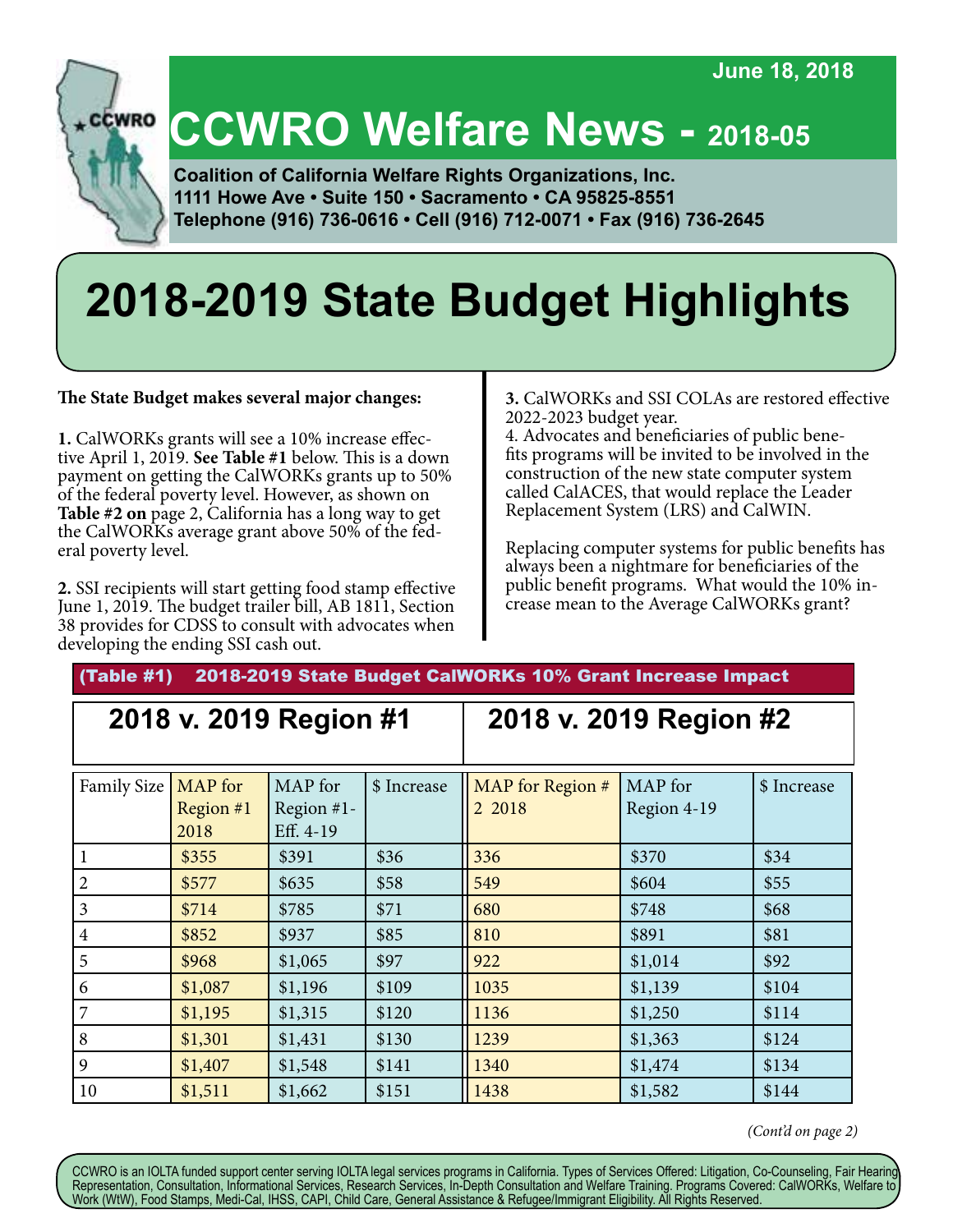June 18, 2018

# CCWRO Welfare News - 2018-05

**Coalition of California Welfare Rights Organizations, Inc.**
**1111 Howe Ave • Suite 150 • Sacramento • CA 95825-8551**
**Telephone (916) 736-0616 • Cell (916) 712-0071 • Fax (916) 736-2645**

# 2018-2019 State Budget Highlights

**The State Budget makes several major changes:**

**1.** CalWORKs grants will see a 10% increase effective April 1, 2019. **See Table #1** below. This is a down payment on getting the CalWORKs grants up to 50% of the federal poverty level. However, as shown on **Table #2 on** page 2, California has a long way to get the CalWORKs average grant above 50% of the federal poverty level.

**2.** SSI recipients will start getting food stamp effective June 1, 2019. The budget trailer bill, AB 1811, Section 38 provides for CDSS to consult with advocates when developing the ending SSI cash out.

**3.** CalWORKs and SSI COLAs are restored effective 2022-2023 budget year.

4. Advocates and beneficiaries of public benefits programs will be invited to be involved in the construction of the new state computer system called CalACES, that would replace the Leader Replacement System (LRS) and CalWIN.

Replacing computer systems for public benefits has always been a nightmare for beneficiaries of the public benefit programs. What would the 10% increase mean to the Average CalWORKs grant?

**(Table #1) 2018-2019 State Budget CalWORKs 10% Grant Increase Impact**

| | 2018 v. 2019 Region #1 | | | 2018 v. 2019 Region #2 | | |
|---|---|---|---|---|---|---|
| Family Size | MAP for Region #1 2018 | MAP for Region #1- Eff. 4-19 | $ Increase | MAP for Region # 2 2018 | MAP for Region 4-19 | $ Increase |
| 1 | $355 | $391 | $36 | 336 | $370 | $34 |
| 2 | $577 | $635 | $58 | 549 | $604 | $55 |
| 3 | $714 | $785 | $71 | 680 | $748 | $68 |
| 4 | $852 | $937 | $85 | 810 | $891 | $81 |
| 5 | $968 | $1,065 | $97 | 922 | $1,014 | $92 |
| 6 | $1,087 | $1,196 | $109 | 1035 | $1,139 | $104 |
| 7 | $1,195 | $1,315 | $120 | 1136 | $1,250 | $114 |
| 8 | $1,301 | $1,431 | $130 | 1239 | $1,363 | $124 |
| 9 | $1,407 | $1,548 | $141 | 1340 | $1,474 | $134 |
| 10 | $1,511 | $1,662 | $151 | 1438 | $1,582 | $144 |

*(Cont'd on page 2)*

CCWRO is an IOLTA funded support center serving IOLTA legal services programs in California. Types of Services Offered: Litigation, Co-Counseling, Fair Hearing Representation, Consultation, Informational Services, Research Services, In-Depth Consultation and Welfare Training. Programs Covered: CalWORKs, Welfare to Work (WtW), Food Stamps, Medi-Cal, IHSS, CAPI, Child Care, General Assistance & Refugee/Immigrant Eligibility. All Rights Reserved.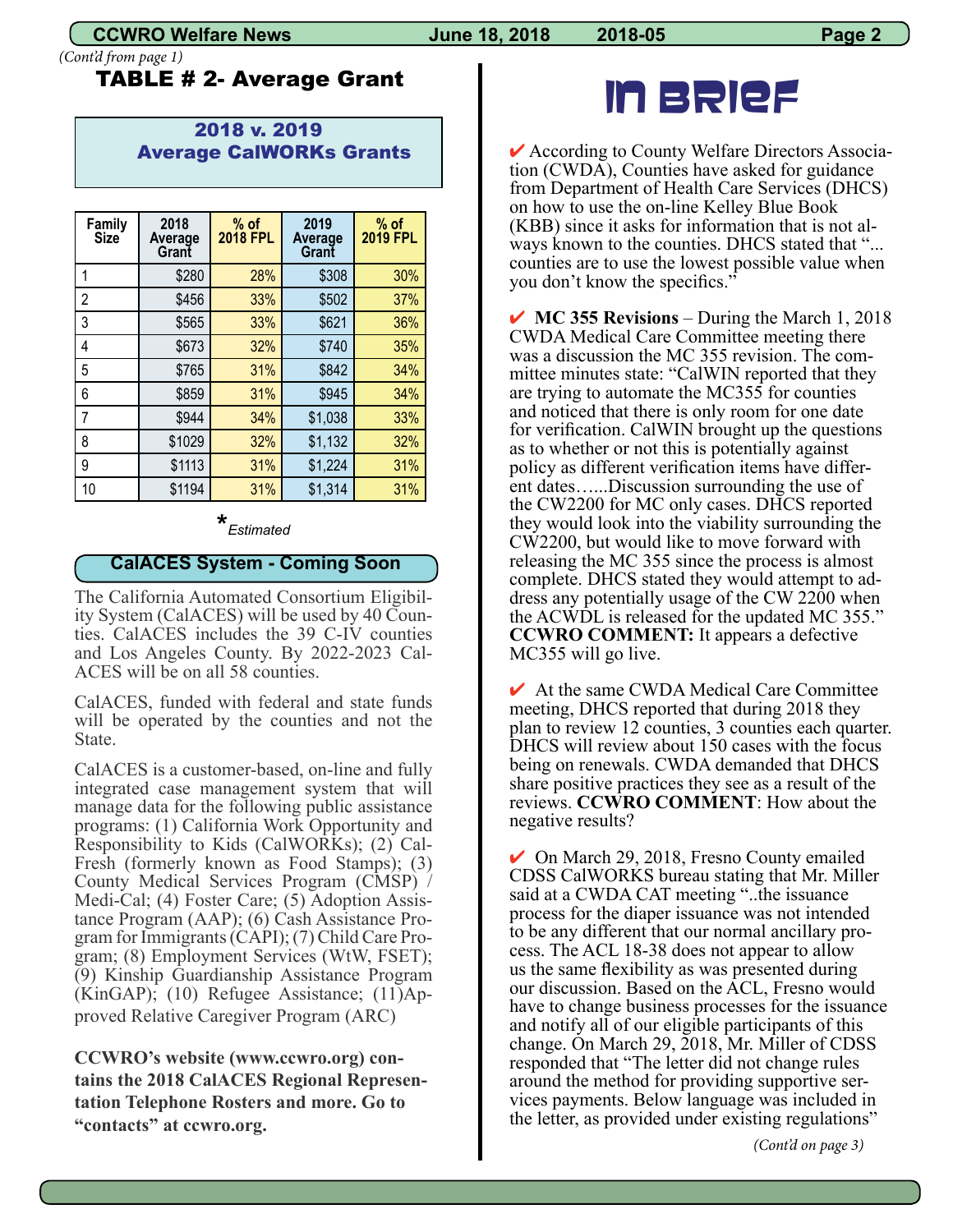*(Cont'd from page 1)*

## TABLE # 2- Average Grant

### 2018 v. 2019 Average CalWORKs Grants

| Family Size | 2018 Average Grant | % of 2018 FPL | 2019 Average Grant | % of 2019 FPL |
|---|---|---|---|---|
| 1 | $280 | 28% | $308 | 30% |
| 2 | $456 | 33% | $502 | 37% |
| 3 | $565 | 33% | $621 | 36% |
| 4 | $673 | 32% | $740 | 35% |
| 5 | $765 | 31% | $842 | 34% |
| 6 | $859 | 31% | $945 | 34% |
| 7 | $944 | 34% | $1,038 | 33% |
| 8 | $1029 | 32% | $1,132 | 32% |
| 9 | $1113 | 31% | $1,224 | 31% |
| 10 | $1194 | 31% | $1,314 | 31% |

*\*Estimated*

### CalACES System - Coming Soon

The California Automated Consortium Eligibility System (CalACES) will be used by 40 Counties. CalACES includes the 39 C-IV counties and Los Angeles County. By 2022-2023 CalACES will be on all 58 counties.

CalACES, funded with federal and state funds will be operated by the counties and not the State.

CalACES is a customer-based, on-line and fully integrated case management system that will manage data for the following public assistance programs: (1) California Work Opportunity and Responsibility to Kids (CalWORKs); (2) CalFresh (formerly known as Food Stamps); (3) County Medical Services Program (CMSP) / Medi-Cal; (4) Foster Care; (5) Adoption Assistance Program (AAP); (6) Cash Assistance Program for Immigrants (CAPI); (7) Child Care Program; (8) Employment Services (WtW, FSET); (9) Kinship Guardianship Assistance Program (KinGAP); (10) Refugee Assistance; (11)Approved Relative Caregiver Program (ARC)

**CCWRO's website (www.ccwro.org) contains the 2018 CalACES Regional Representation Telephone Rosters and more. Go to "contacts" at ccwro.org.**

# In Brief

✔ According to County Welfare Directors Association (CWDA), Counties have asked for guidance from Department of Health Care Services (DHCS) on how to use the on-line Kelley Blue Book (KBB) since it asks for information that is not always known to the counties. DHCS stated that "... counties are to use the lowest possible value when you don't know the specifics."

✔ **MC 355 Revisions** – During the March 1, 2018 CWDA Medical Care Committee meeting there was a discussion the MC 355 revision. The committee minutes state: "CalWIN reported that they are trying to automate the MC355 for counties and noticed that there is only room for one date for verification. CalWIN brought up the questions as to whether or not this is potentially against policy as different verification items have different dates…...Discussion surrounding the use of the CW2200 for MC only cases. DHCS reported they would look into the viability surrounding the CW2200, but would like to move forward with releasing the MC 355 since the process is almost complete. DHCS stated they would attempt to address any potentially usage of the CW 2200 when the ACWDL is released for the updated MC 355." **CCWRO COMMENT:** It appears a defective MC355 will go live.

✔ At the same CWDA Medical Care Committee meeting, DHCS reported that during 2018 they plan to review 12 counties, 3 counties each quarter. DHCS will review about 150 cases with the focus being on renewals. CWDA demanded that DHCS share positive practices they see as a result of the reviews. **CCWRO COMMENT**: How about the negative results?

✔ On March 29, 2018, Fresno County emailed CDSS CalWORKS bureau stating that Mr. Miller said at a CWDA CAT meeting "..the issuance process for the diaper issuance was not intended to be any different that our normal ancillary process. The ACL 18-38 does not appear to allow us the same flexibility as was presented during our discussion. Based on the ACL, Fresno would have to change business processes for the issuance and notify all of our eligible participants of this change. On March 29, 2018, Mr. Miller of CDSS responded that "The letter did not change rules around the method for providing supportive services payments. Below language was included in the letter, as provided under existing regulations"

*(Cont'd on page 3)*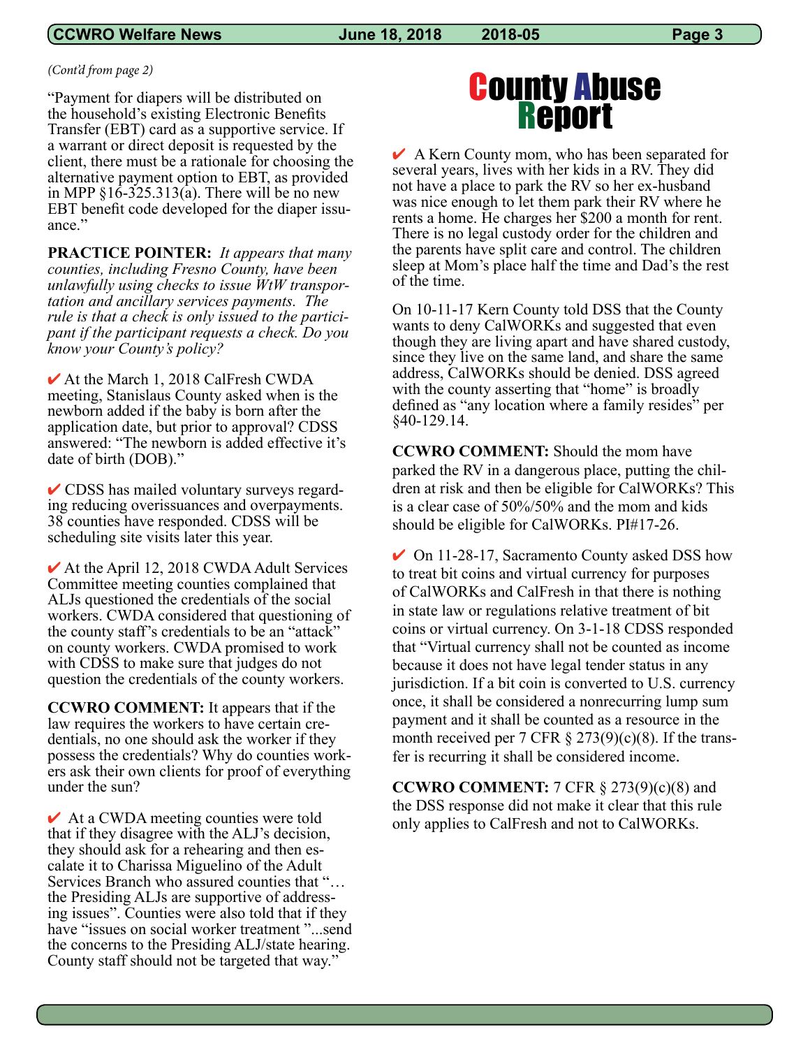*(Cont'd from page 2)*

"Payment for diapers will be distributed on the household's existing Electronic Benefits Transfer (EBT) card as a supportive service. If a warrant or direct deposit is requested by the client, there must be a rationale for choosing the alternative payment option to EBT, as provided in MPP §16-325.313(a). There will be no new EBT benefit code developed for the diaper issuance."

**PRACTICE POINTER:** *It appears that many counties, including Fresno County, have been unlawfully using checks to issue WtW transportation and ancillary services payments. The rule is that a check is only issued to the participant if the participant requests a check. Do you know your County's policy?*

✔ At the March 1, 2018 CalFresh CWDA meeting, Stanislaus County asked when is the newborn added if the baby is born after the application date, but prior to approval? CDSS answered: "The newborn is added effective it's date of birth (DOB)."

✔ CDSS has mailed voluntary surveys regarding reducing overissuances and overpayments. 38 counties have responded. CDSS will be scheduling site visits later this year.

✔ At the April 12, 2018 CWDA Adult Services Committee meeting counties complained that ALJs questioned the credentials of the social workers. CWDA considered that questioning of the county staff's credentials to be an "attack" on county workers. CWDA promised to work with CDSS to make sure that judges do not question the credentials of the county workers.

**CCWRO COMMENT:** It appears that if the law requires the workers to have certain credentials, no one should ask the worker if they possess the credentials? Why do counties workers ask their own clients for proof of everything under the sun?

✔ At a CWDA meeting counties were told that if they disagree with the ALJ's decision, they should ask for a rehearing and then escalate it to Charissa Miguelino of the Adult Services Branch who assured counties that "… the Presiding ALJs are supportive of addressing issues". Counties were also told that if they have "issues on social worker treatment "...send the concerns to the Presiding ALJ/state hearing. County staff should not be targeted that way."

# County Abuse Report

✔ A Kern County mom, who has been separated for several years, lives with her kids in a RV. They did not have a place to park the RV so her ex-husband was nice enough to let them park their RV where he rents a home. He charges her $200 a month for rent. There is no legal custody order for the children and the parents have split care and control. The children sleep at Mom's place half the time and Dad's the rest of the time.

On 10-11-17 Kern County told DSS that the County wants to deny CalWORKs and suggested that even though they are living apart and have shared custody, since they live on the same land, and share the same address, CalWORKs should be denied. DSS agreed with the county asserting that "home" is broadly defined as "any location where a family resides" per §40-129.14.

**CCWRO COMMENT:** Should the mom have parked the RV in a dangerous place, putting the children at risk and then be eligible for CalWORKs? This is a clear case of 50%/50% and the mom and kids should be eligible for CalWORKs. PI#17-26.

✔ On 11-28-17, Sacramento County asked DSS how to treat bit coins and virtual currency for purposes of CalWORKs and CalFresh in that there is nothing in state law or regulations relative treatment of bit coins or virtual currency. On 3-1-18 CDSS responded that "Virtual currency shall not be counted as income because it does not have legal tender status in any jurisdiction. If a bit coin is converted to U.S. currency once, it shall be considered a nonrecurring lump sum payment and it shall be counted as a resource in the month received per 7 CFR § 273(9)(c)(8). If the transfer is recurring it shall be considered income.

**CCWRO COMMENT:** 7 CFR § 273(9)(c)(8) and the DSS response did not make it clear that this rule only applies to CalFresh and not to CalWORKs.